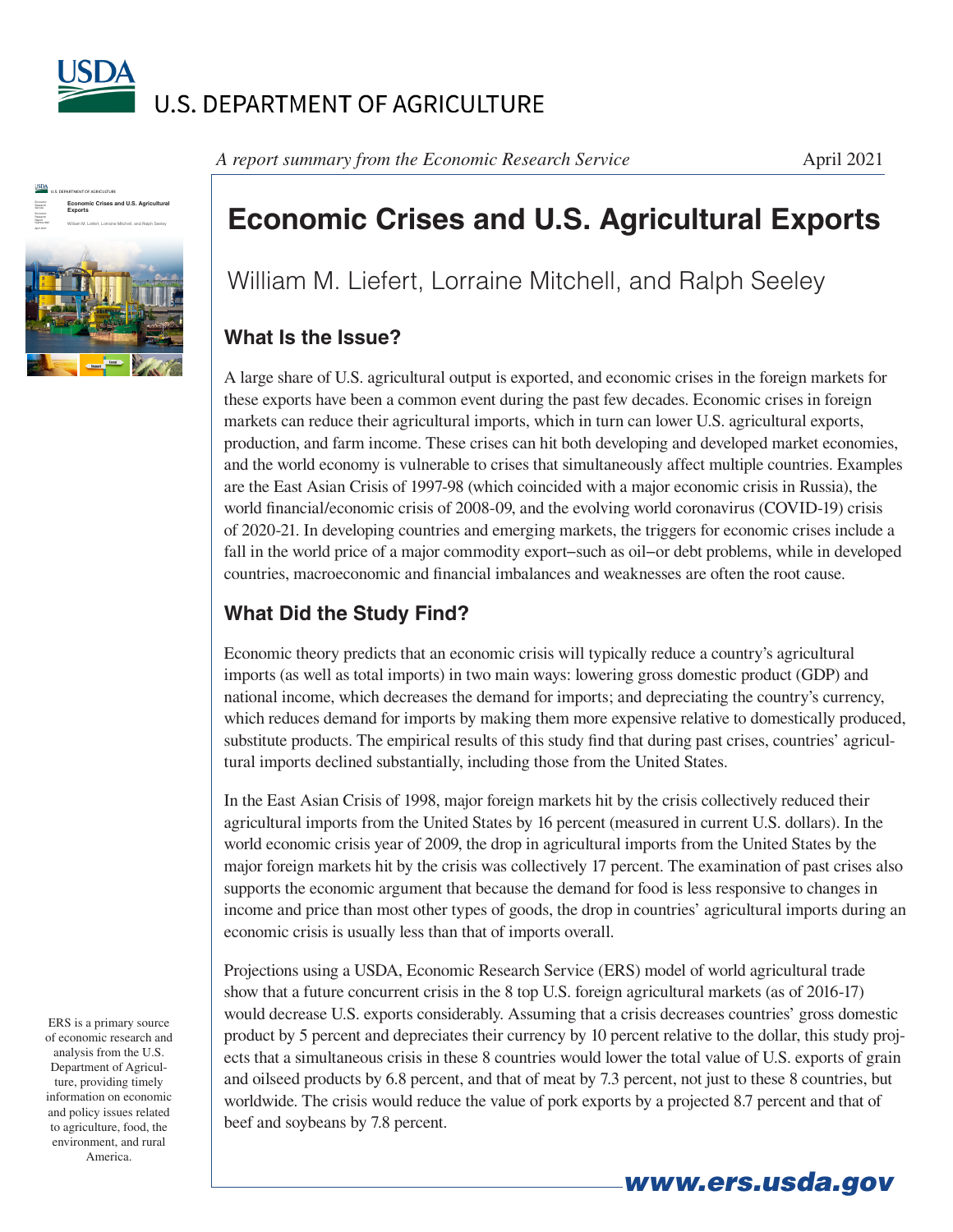USDA U.S. DEPARTMENT OF AGRICULTURE

*A report summary from the Economic Research Service*

April 2021

# Economic Crises and U.S. Agricultural Exports

William M. Liefert, Lorraine Mitchell, and Ralph Seeley

## What Is the Issue?

A large share of U.S. agricultural output is exported, and economic crises in the foreign markets for these exports have been a common event during the past few decades. Economic crises in foreign markets can reduce their agricultural imports, which in turn can lower U.S. agricultural exports, production, and farm income. These crises can hit both developing and developed market economies, and the world economy is vulnerable to crises that simultaneously affect multiple countries. Examples are the East Asian Crisis of 1997-98 (which coincided with a major economic crisis in Russia), the world financial/economic crisis of 2008-09, and the evolving world coronavirus (COVID-19) crisis of 2020-21. In developing countries and emerging markets, the triggers for economic crises include a fall in the world price of a major commodity export–such as oil–or debt problems, while in developed countries, macroeconomic and financial imbalances and weaknesses are often the root cause.

## What Did the Study Find?

Economic theory predicts that an economic crisis will typically reduce a country's agricultural imports (as well as total imports) in two main ways: lowering gross domestic product (GDP) and national income, which decreases the demand for imports; and depreciating the country's currency, which reduces demand for imports by making them more expensive relative to domestically produced, substitute products. The empirical results of this study find that during past crises, countries' agricultural imports declined substantially, including those from the United States.

In the East Asian Crisis of 1998, major foreign markets hit by the crisis collectively reduced their agricultural imports from the United States by 16 percent (measured in current U.S. dollars). In the world economic crisis year of 2009, the drop in agricultural imports from the United States by the major foreign markets hit by the crisis was collectively 17 percent. The examination of past crises also supports the economic argument that because the demand for food is less responsive to changes in income and price than most other types of goods, the drop in countries' agricultural imports during an economic crisis is usually less than that of imports overall.

Projections using a USDA, Economic Research Service (ERS) model of world agricultural trade show that a future concurrent crisis in the 8 top U.S. foreign agricultural markets (as of 2016-17) would decrease U.S. exports considerably. Assuming that a crisis decreases countries' gross domestic product by 5 percent and depreciates their currency by 10 percent relative to the dollar, this study projects that a simultaneous crisis in these 8 countries would lower the total value of U.S. exports of grain and oilseed products by 6.8 percent, and that of meat by 7.3 percent, not just to these 8 countries, but worldwide. The crisis would reduce the value of pork exports by a projected 8.7 percent and that of beef and soybeans by 7.8 percent.

ERS is a primary source of economic research and analysis from the U.S. Department of Agriculture, providing timely information on economic and policy issues related to agriculture, food, the environment, and rural America.

www.ers.usda.gov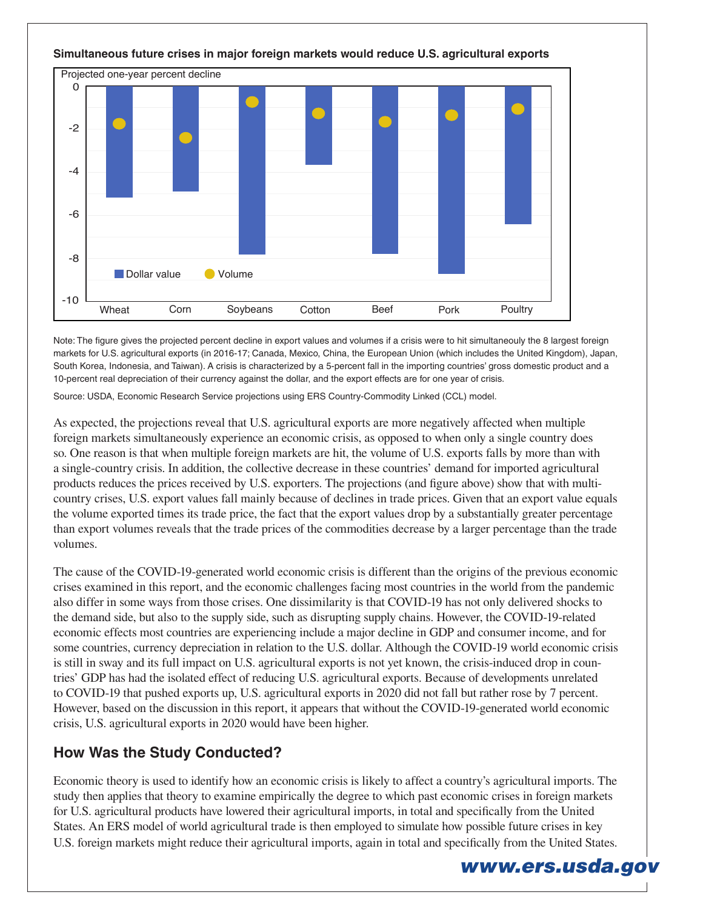**Simultaneous future crises in major foreign markets would reduce U.S. agricultural exports**

Projected one-year percent decline

0
-2
-4
-6
-8
-10

Dollar value
Volume

Wheat
Corn
Soybeans
Cotton
Beef
Pork
Poultry

Note: The figure gives the projected percent decline in export values and volumes if a crisis were to hit simultaneouly the 8 largest foreign markets for U.S. agricultural exports (in 2016-17; Canada, Mexico, China, the European Union (which includes the United Kingdom), Japan, South Korea, Indonesia, and Taiwan). A crisis is characterized by a 5-percent fall in the importing countries' gross domestic product and a 10-percent real depreciation of their currency against the dollar, and the export effects are for one year of crisis.

Source: USDA, Economic Research Service projections using ERS Country-Commodity Linked (CCL) model.

As expected, the projections reveal that U.S. agricultural exports are more negatively affected when multiple foreign markets simultaneously experience an economic crisis, as opposed to when only a single country does so. One reason is that when multiple foreign markets are hit, the volume of U.S. exports falls by more than with a single-country crisis. In addition, the collective decrease in these countries' demand for imported agricultural products reduces the prices received by U.S. exporters. The projections (and figure above) show that with multi-country crises, U.S. export values fall mainly because of declines in trade prices. Given that an export value equals the volume exported times its trade price, the fact that the export values drop by a substantially greater percentage than export volumes reveals that the trade prices of the commodities decrease by a larger percentage than the trade volumes.

The cause of the COVID-19-generated world economic crisis is different than the origins of the previous economic crises examined in this report, and the economic challenges facing most countries in the world from the pandemic also differ in some ways from those crises. One dissimilarity is that COVID-19 has not only delivered shocks to the demand side, but also to the supply side, such as disrupting supply chains. However, the COVID-19-related economic effects most countries are experiencing include a major decline in GDP and consumer income, and for some countries, currency depreciation in relation to the U.S. dollar. Although the COVID-19 world economic crisis is still in sway and its full impact on U.S. agricultural exports is not yet known, the crisis-induced drop in countries' GDP has had the isolated effect of reducing U.S. agricultural exports. Because of developments unrelated to COVID-19 that pushed exports up, U.S. agricultural exports in 2020 did not fall but rather rose by 7 percent. However, based on the discussion in this report, it appears that without the COVID-19-generated world economic crisis, U.S. agricultural exports in 2020 would have been higher.

## How Was the Study Conducted?

Economic theory is used to identify how an economic crisis is likely to affect a country's agricultural imports. The study then applies that theory to examine empirically the degree to which past economic crises in foreign markets for U.S. agricultural products have lowered their agricultural imports, in total and specifically from the United States. An ERS model of world agricultural trade is then employed to simulate how possible future crises in key U.S. foreign markets might reduce their agricultural imports, again in total and specifically from the United States.

www.ers.usda.gov